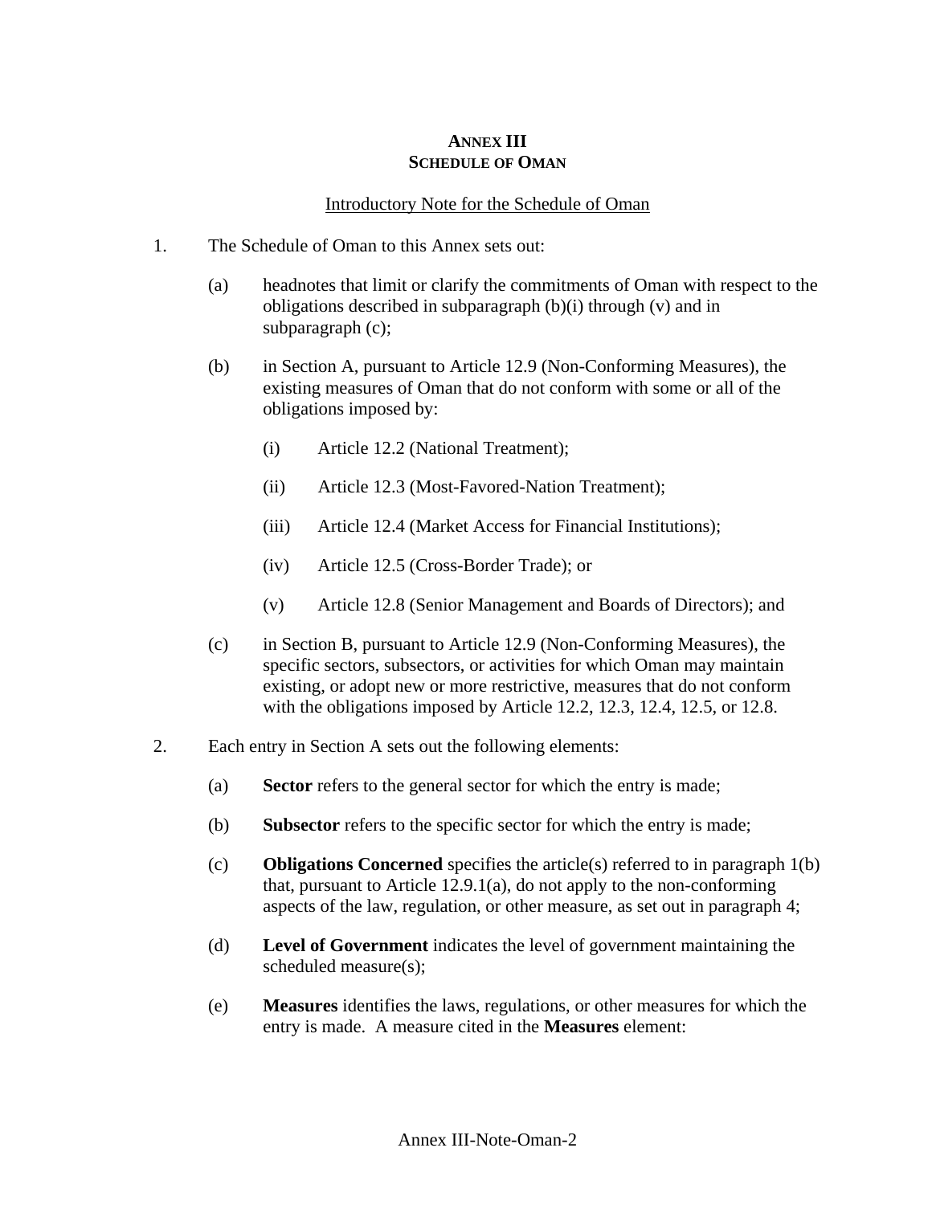# ANNEX III
## SCHEDULE OF OMAN

Introductory Note for the Schedule of Oman

1. The Schedule of Oman to this Annex sets out:

   (a) headnotes that limit or clarify the commitments of Oman with respect to the obligations described in subparagraph (b)(i) through (v) and in subparagraph (c);

   (b) in Section A, pursuant to Article 12.9 (Non-Conforming Measures), the existing measures of Oman that do not conform with some or all of the obligations imposed by:

      (i) Article 12.2 (National Treatment);

      (ii) Article 12.3 (Most-Favored-Nation Treatment);

      (iii) Article 12.4 (Market Access for Financial Institutions);

      (iv) Article 12.5 (Cross-Border Trade); or

      (v) Article 12.8 (Senior Management and Boards of Directors); and

   (c) in Section B, pursuant to Article 12.9 (Non-Conforming Measures), the specific sectors, subsectors, or activities for which Oman may maintain existing, or adopt new or more restrictive, measures that do not conform with the obligations imposed by Article 12.2, 12.3, 12.4, 12.5, or 12.8.

2. Each entry in Section A sets out the following elements:

   (a) **Sector** refers to the general sector for which the entry is made;

   (b) **Subsector** refers to the specific sector for which the entry is made;

   (c) **Obligations Concerned** specifies the article(s) referred to in paragraph 1(b) that, pursuant to Article 12.9.1(a), do not apply to the non-conforming aspects of the law, regulation, or other measure, as set out in paragraph 4;

   (d) **Level of Government** indicates the level of government maintaining the scheduled measure(s);

   (e) **Measures** identifies the laws, regulations, or other measures for which the entry is made. A measure cited in the **Measures** element: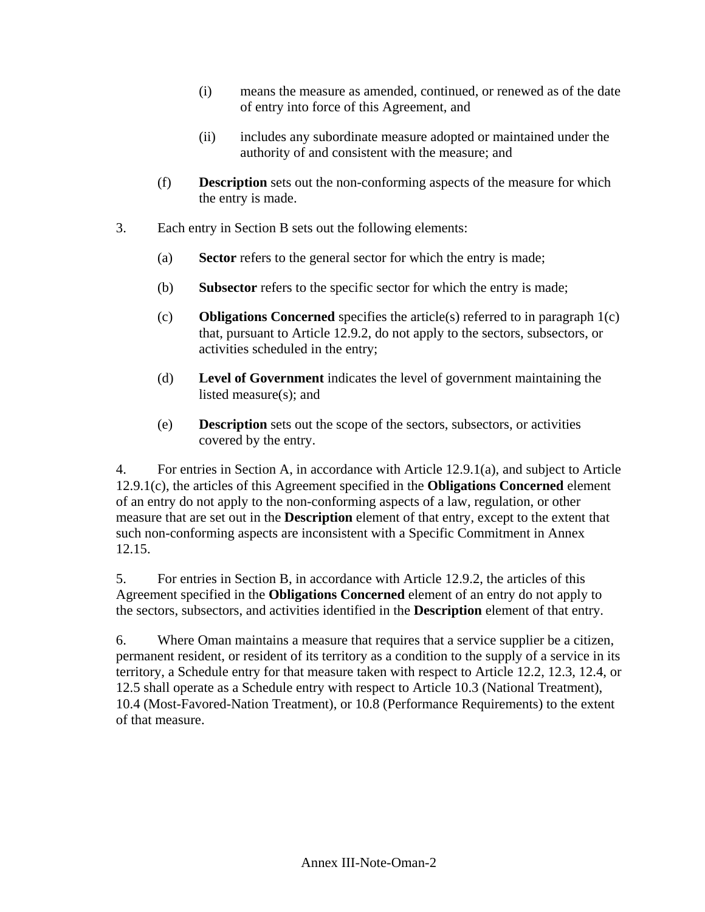(i) means the measure as amended, continued, or renewed as of the date of entry into force of this Agreement, and

(ii) includes any subordinate measure adopted or maintained under the authority of and consistent with the measure; and

(f) **Description** sets out the non-conforming aspects of the measure for which the entry is made.

3. Each entry in Section B sets out the following elements:

(a) **Sector** refers to the general sector for which the entry is made;

(b) **Subsector** refers to the specific sector for which the entry is made;

(c) **Obligations Concerned** specifies the article(s) referred to in paragraph 1(c) that, pursuant to Article 12.9.2, do not apply to the sectors, subsectors, or activities scheduled in the entry;

(d) **Level of Government** indicates the level of government maintaining the listed measure(s); and

(e) **Description** sets out the scope of the sectors, subsectors, or activities covered by the entry.

4. For entries in Section A, in accordance with Article 12.9.1(a), and subject to Article 12.9.1(c), the articles of this Agreement specified in the **Obligations Concerned** element of an entry do not apply to the non-conforming aspects of a law, regulation, or other measure that are set out in the **Description** element of that entry, except to the extent that such non-conforming aspects are inconsistent with a Specific Commitment in Annex 12.15.

5. For entries in Section B, in accordance with Article 12.9.2, the articles of this Agreement specified in the **Obligations Concerned** element of an entry do not apply to the sectors, subsectors, and activities identified in the **Description** element of that entry.

6. Where Oman maintains a measure that requires that a service supplier be a citizen, permanent resident, or resident of its territory as a condition to the supply of a service in its territory, a Schedule entry for that measure taken with respect to Article 12.2, 12.3, 12.4, or 12.5 shall operate as a Schedule entry with respect to Article 10.3 (National Treatment), 10.4 (Most-Favored-Nation Treatment), or 10.8 (Performance Requirements) to the extent of that measure.